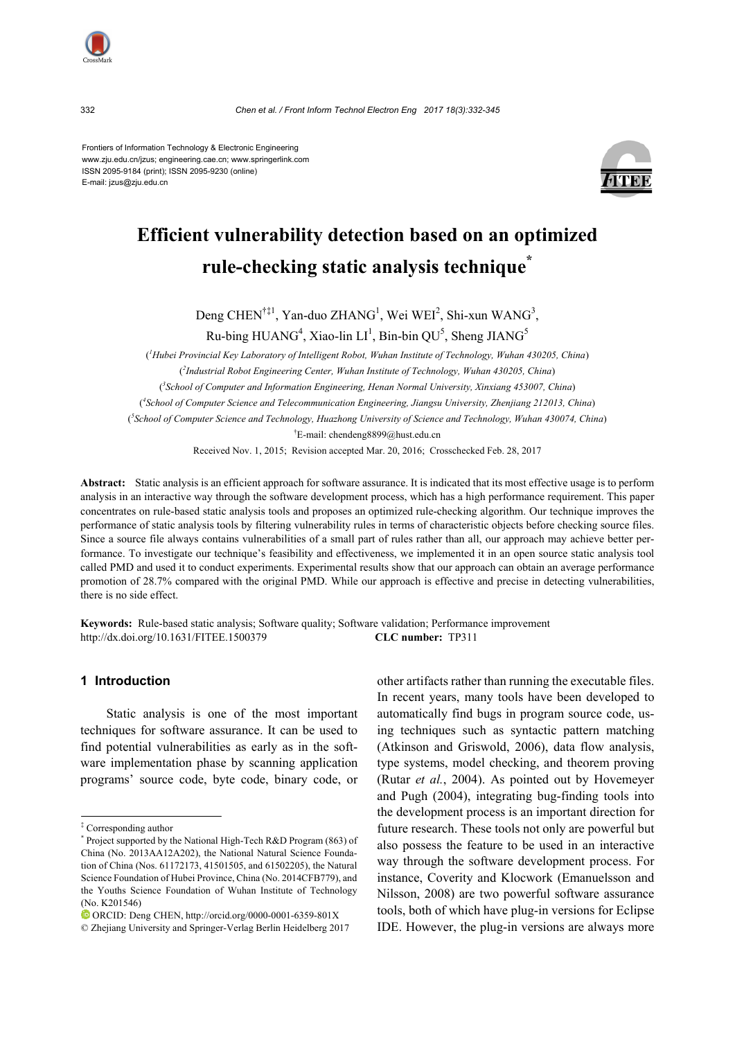Frontiers of Information Technology & Electronic Engineering
www.zju.edu.cn/jzus; engineering.cae.cn; www.springerlink.com
ISSN 2095-9184 (print); ISSN 2095-9230 (online)
E-mail: jzus@zju.edu.cn

# Efficient vulnerability detection based on an optimized rule-checking static analysis technique*

Deng CHEN[†‡1], Yan-duo ZHANG[1], Wei WEI[2], Shi-xun WANG[3], Ru-bing HUANG[4], Xiao-lin LI[1], Bin-bin QU[5], Sheng JIANG[5]

([1]Hubei Provincial Key Laboratory of Intelligent Robot, Wuhan Institute of Technology, Wuhan 430205, China)

([2]Industrial Robot Engineering Center, Wuhan Institute of Technology, Wuhan 430205, China)

([3]School of Computer and Information Engineering, Henan Normal University, Xinxiang 453007, China)

([4]School of Computer Science and Telecommunication Engineering, Jiangsu University, Zhenjiang 212013, China)

([5]School of Computer Science and Technology, Huazhong University of Science and Technology, Wuhan 430074, China)

[†]E-mail: chendeng8899@hust.edu.cn

Received Nov. 1, 2015; Revision accepted Mar. 20, 2016; Crosschecked Feb. 28, 2017

**Abstract:** Static analysis is an efficient approach for software assurance. It is indicated that its most effective usage is to perform analysis in an interactive way through the software development process, which has a high performance requirement. This paper concentrates on rule-based static analysis tools and proposes an optimized rule-checking algorithm. Our technique improves the performance of static analysis tools by filtering vulnerability rules in terms of characteristic objects before checking source files. Since a source file always contains vulnerabilities of a small part of rules rather than all, our approach may achieve better performance. To investigate our technique's feasibility and effectiveness, we implemented it in an open source static analysis tool called PMD and used it to conduct experiments. Experimental results show that our approach can obtain an average performance promotion of 28.7% compared with the original PMD. While our approach is effective and precise in detecting vulnerabilities, there is no side effect.

**Keywords:** Rule-based static analysis; Software quality; Software validation; Performance improvement
http://dx.doi.org/10.1631/FITEE.1500379 **CLC number:** TP311

## 1 Introduction

Static analysis is one of the most important techniques for software assurance. It can be used to find potential vulnerabilities as early as in the software implementation phase by scanning application programs' source code, byte code, binary code, or other artifacts rather than running the executable files. In recent years, many tools have been developed to automatically find bugs in program source code, using techniques such as syntactic pattern matching (Atkinson and Griswold, 2006), data flow analysis, type systems, model checking, and theorem proving (Rutar *et al.*, 2004). As pointed out by Hovemeyer and Pugh (2004), integrating bug-finding tools into the development process is an important direction for future research. These tools not only are powerful but also possess the feature to be used in an interactive way through the software development process. For instance, Coverity and Klocwork (Emanuelsson and Nilsson, 2008) are two powerful software assurance tools, both of which have plug-in versions for Eclipse IDE. However, the plug-in versions are always more

---

‡ Corresponding author

\* Project supported by the National High-Tech R&D Program (863) of China (No. 2013AA12A202), the National Natural Science Foundation of China (Nos. 61172173, 41501505, and 61502205), the Natural Science Foundation of Hubei Province, China (No. 2014CFB779), and the Youths Science Foundation of Wuhan Institute of Technology (No. K201546)

ORCID: Deng CHEN, http://orcid.org/0000-0001-6359-801X

© Zhejiang University and Springer-Verlag Berlin Heidelberg 2017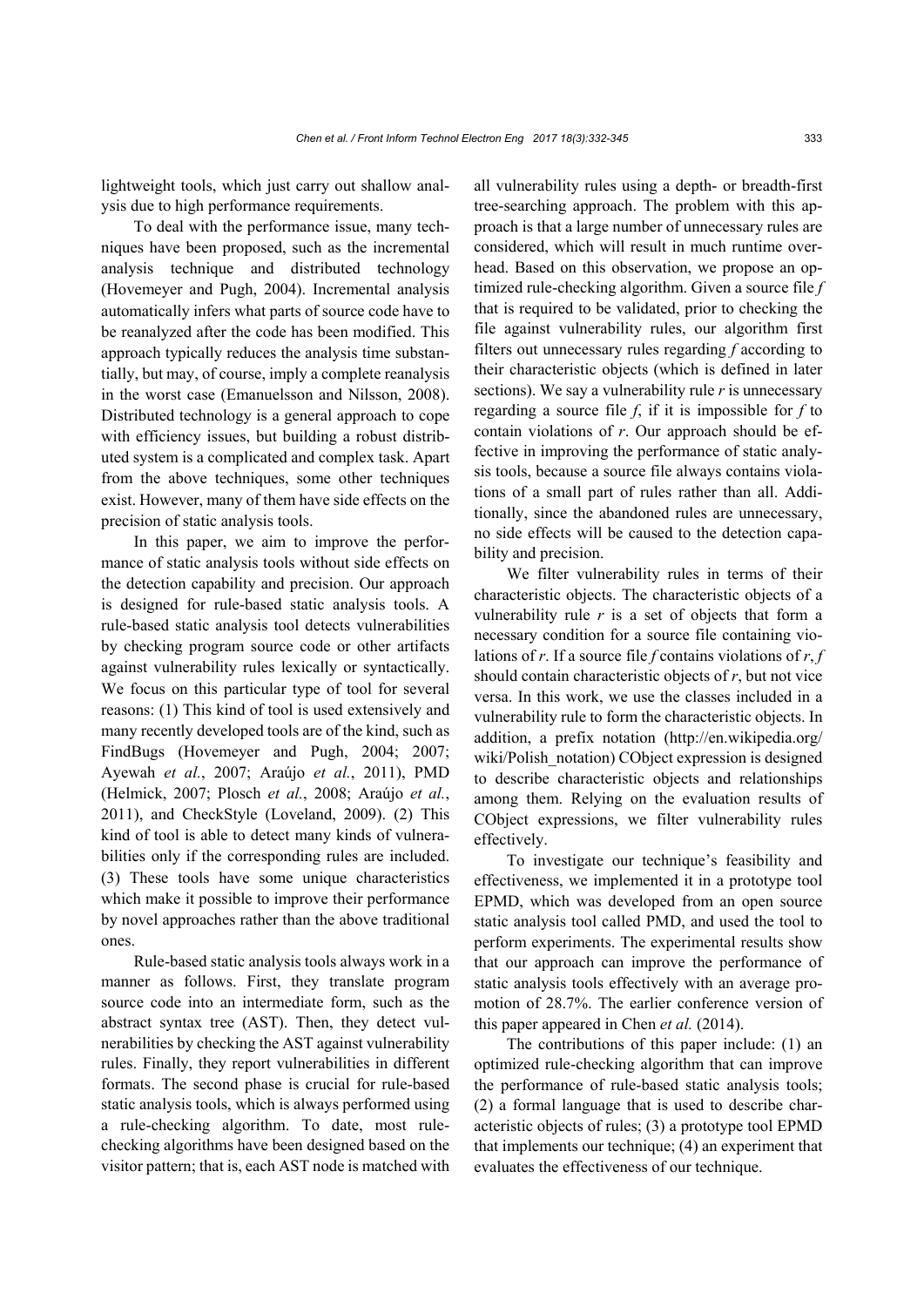lightweight tools, which just carry out shallow analysis due to high performance requirements.

To deal with the performance issue, many techniques have been proposed, such as the incremental analysis technique and distributed technology (Hovemeyer and Pugh, 2004). Incremental analysis automatically infers what parts of source code have to be reanalyzed after the code has been modified. This approach typically reduces the analysis time substantially, but may, of course, imply a complete reanalysis in the worst case (Emanuelsson and Nilsson, 2008). Distributed technology is a general approach to cope with efficiency issues, but building a robust distributed system is a complicated and complex task. Apart from the above techniques, some other techniques exist. However, many of them have side effects on the precision of static analysis tools.

In this paper, we aim to improve the performance of static analysis tools without side effects on the detection capability and precision. Our approach is designed for rule-based static analysis tools. A rule-based static analysis tool detects vulnerabilities by checking program source code or other artifacts against vulnerability rules lexically or syntactically. We focus on this particular type of tool for several reasons: (1) This kind of tool is used extensively and many recently developed tools are of the kind, such as FindBugs (Hovemeyer and Pugh, 2004; 2007; Ayewah *et al.*, 2007; Araújo *et al.*, 2011), PMD (Helmick, 2007; Plosch *et al.*, 2008; Araújo *et al.*, 2011), and CheckStyle (Loveland, 2009). (2) This kind of tool is able to detect many kinds of vulnerabilities only if the corresponding rules are included. (3) These tools have some unique characteristics which make it possible to improve their performance by novel approaches rather than the above traditional ones.

Rule-based static analysis tools always work in a manner as follows. First, they translate program source code into an intermediate form, such as the abstract syntax tree (AST). Then, they detect vulnerabilities by checking the AST against vulnerability rules. Finally, they report vulnerabilities in different formats. The second phase is crucial for rule-based static analysis tools, which is always performed using a rule-checking algorithm. To date, most rule-checking algorithms have been designed based on the visitor pattern; that is, each AST node is matched with all vulnerability rules using a depth- or breadth-first tree-searching approach. The problem with this approach is that a large number of unnecessary rules are considered, which will result in much runtime overhead. Based on this observation, we propose an optimized rule-checking algorithm. Given a source file $f$ that is required to be validated, prior to checking the file against vulnerability rules, our algorithm first filters out unnecessary rules regarding $f$ according to their characteristic objects (which is defined in later sections). We say a vulnerability rule $r$ is unnecessary regarding a source file $f$, if it is impossible for $f$ to contain violations of $r$. Our approach should be effective in improving the performance of static analysis tools, because a source file always contains violations of a small part of rules rather than all. Additionally, since the abandoned rules are unnecessary, no side effects will be caused to the detection capability and precision.

We filter vulnerability rules in terms of their characteristic objects. The characteristic objects of a vulnerability rule $r$ is a set of objects that form a necessary condition for a source file containing violations of $r$. If a source file $f$ contains violations of $r$, $f$ should contain characteristic objects of $r$, but not vice versa. In this work, we use the classes included in a vulnerability rule to form the characteristic objects. In addition, a prefix notation (http://en.wikipedia.org/wiki/Polish_notation) CObject expression is designed to describe characteristic objects and relationships among them. Relying on the evaluation results of CObject expressions, we filter vulnerability rules effectively.

To investigate our technique's feasibility and effectiveness, we implemented it in a prototype tool EPMD, which was developed from an open source static analysis tool called PMD, and used the tool to perform experiments. The experimental results show that our approach can improve the performance of static analysis tools effectively with an average promotion of 28.7%. The earlier conference version of this paper appeared in Chen *et al.* (2014).

The contributions of this paper include: (1) an optimized rule-checking algorithm that can improve the performance of rule-based static analysis tools; (2) a formal language that is used to describe characteristic objects of rules; (3) a prototype tool EPMD that implements our technique; (4) an experiment that evaluates the effectiveness of our technique.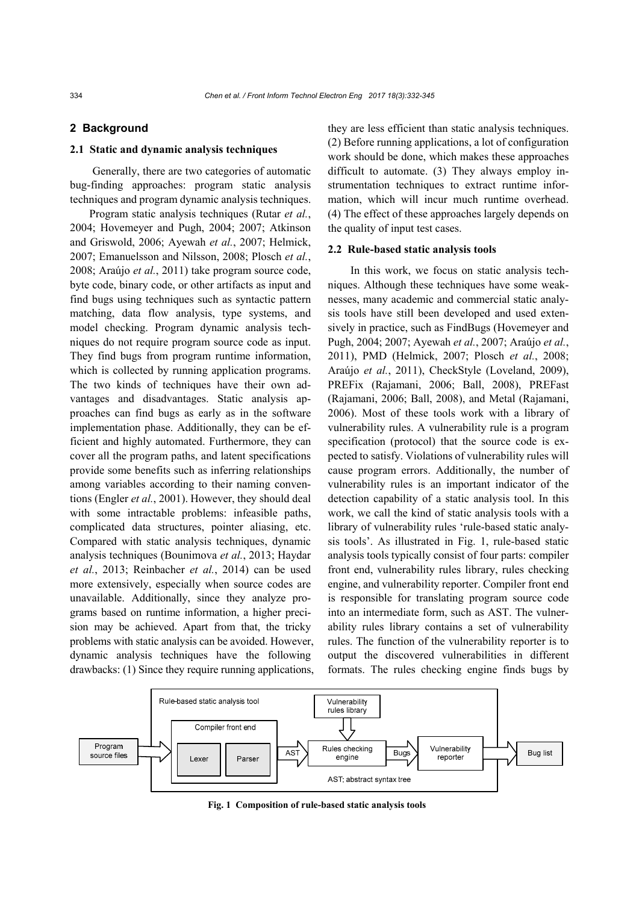## 2 Background

### 2.1 Static and dynamic analysis techniques

Generally, there are two categories of automatic bug-finding approaches: program static analysis techniques and program dynamic analysis techniques.

Program static analysis techniques (Rutar *et al.*, 2004; Hovemeyer and Pugh, 2004; 2007; Atkinson and Griswold, 2006; Ayewah *et al.*, 2007; Helmick, 2007; Emanuelsson and Nilsson, 2008; Plosch *et al.*, 2008; Araújo *et al.*, 2011) take program source code, byte code, binary code, or other artifacts as input and find bugs using techniques such as syntactic pattern matching, data flow analysis, type systems, and model checking. Program dynamic analysis techniques do not require program source code as input. They find bugs from program runtime information, which is collected by running application programs. The two kinds of techniques have their own advantages and disadvantages. Static analysis approaches can find bugs as early as in the software implementation phase. Additionally, they can be efficient and highly automated. Furthermore, they can cover all the program paths, and latent specifications provide some benefits such as inferring relationships among variables according to their naming conventions (Engler *et al.*, 2001). However, they should deal with some intractable problems: infeasible paths, complicated data structures, pointer aliasing, etc. Compared with static analysis techniques, dynamic analysis techniques (Bounimova *et al.*, 2013; Haydar *et al.*, 2013; Reinbacher *et al.*, 2014) can be used more extensively, especially when source codes are unavailable. Additionally, since they analyze programs based on runtime information, a higher precision may be achieved. Apart from that, the tricky problems with static analysis can be avoided. However, dynamic analysis techniques have the following drawbacks: (1) Since they require running applications, they are less efficient than static analysis techniques. (2) Before running applications, a lot of configuration work should be done, which makes these approaches difficult to automate. (3) They always employ instrumentation techniques to extract runtime information, which will incur much runtime overhead. (4) The effect of these approaches largely depends on the quality of input test cases.

### 2.2 Rule-based static analysis tools

In this work, we focus on static analysis techniques. Although these techniques have some weaknesses, many academic and commercial static analysis tools have still been developed and used extensively in practice, such as FindBugs (Hovemeyer and Pugh, 2004; 2007; Ayewah *et al.*, 2007; Araújo *et al.*, 2011), PMD (Helmick, 2007; Plosch *et al.*, 2008; Araújo *et al.*, 2011), CheckStyle (Loveland, 2009), PREFix (Rajamani, 2006; Ball, 2008), PREFast (Rajamani, 2006; Ball, 2008), and Metal (Rajamani, 2006). Most of these tools work with a library of vulnerability rules. A vulnerability rule is a program specification (protocol) that the source code is expected to satisfy. Violations of vulnerability rules will cause program errors. Additionally, the number of vulnerability rules is an important indicator of the detection capability of a static analysis tool. In this work, we call the kind of static analysis tools with a library of vulnerability rules 'rule-based static analysis tools'. As illustrated in Fig. 1, rule-based static analysis tools typically consist of four parts: compiler front end, vulnerability rules library, rules checking engine, and vulnerability reporter. Compiler front end is responsible for translating program source code into an intermediate form, such as AST. The vulnerability rules library contains a set of vulnerability rules. The function of the vulnerability reporter is to output the discovered vulnerabilities in different formats. The rules checking engine finds bugs by

Rule-based static analysis tool; Vulnerability rules library; Compiler front end; Program source files; Lexer; Parser; AST; Rules checking engine; Bugs; Vulnerability reporter; Bug list; AST: abstract syntax tree

**Fig. 1 Composition of rule-based static analysis tools**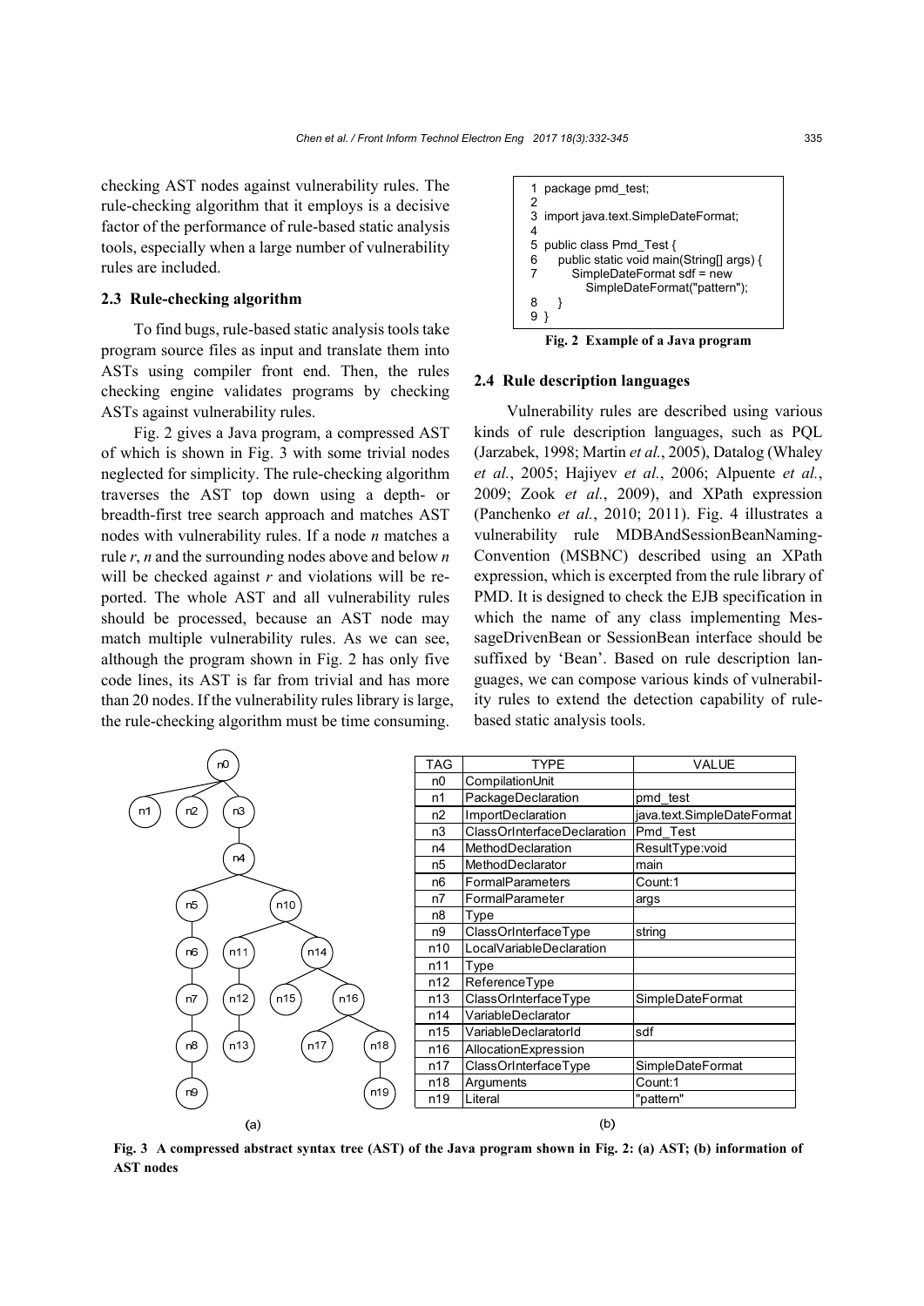checking AST nodes against vulnerability rules. The rule-checking algorithm that it employs is a decisive factor of the performance of rule-based static analysis tools, especially when a large number of vulnerability rules are included.

### 2.3 Rule-checking algorithm

To find bugs, rule-based static analysis tools take program source files as input and translate them into ASTs using compiler front end. Then, the rules checking engine validates programs by checking ASTs against vulnerability rules.

Fig. 2 gives a Java program, a compressed AST of which is shown in Fig. 3 with some trivial nodes neglected for simplicity. The rule-checking algorithm traverses the AST top down using a depth- or breadth-first tree search approach and matches AST nodes with vulnerability rules. If a node $n$ matches a rule $r$, $n$ and the surrounding nodes above and below $n$ will be checked against $r$ and violations will be reported. The whole AST and all vulnerability rules should be processed, because an AST node may match multiple vulnerability rules. As we can see, although the program shown in Fig. 2 has only five code lines, its AST is far from trivial and has more than 20 nodes. If the vulnerability rules library is large, the rule-checking algorithm must be time consuming.

```
1  package pmd_test;
2
3  import java.text.SimpleDateFormat;
4
5  public class Pmd_Test {
6      public static void main(String[] args) {
7          SimpleDateFormat sdf = new
               SimpleDateFormat("pattern");
8      }
9  }
```

**Fig. 2 Example of a Java program**

### 2.4 Rule description languages

Vulnerability rules are described using various kinds of rule description languages, such as PQL (Jarzabek, 1998; Martin *et al.*, 2005), Datalog (Whaley *et al.*, 2005; Hajiyev *et al.*, 2006; Alpuente *et al.*, 2009; Zook *et al.*, 2009), and XPath expression (Panchenko *et al.*, 2010; 2011). Fig. 4 illustrates a vulnerability rule MDBAndSessionBeanNamingConvention (MSBNC) described using an XPath expression, which is excerpted from the rule library of PMD. It is designed to check the EJB specification in which the name of any class implementing MessageDrivenBean or SessionBean interface should be suffixed by 'Bean'. Based on rule description languages, we can compose various kinds of vulnerability rules to extend the detection capability of rule-based static analysis tools.

```
n0
├── n1
├── n2
└── n3
    └── n4
        ├── n5
        │   └── n6
        │       └── n7
        │           └── n8
        │               └── n9
        └── n10
            ├── n11
            │   └── n12
            │       └── n13
            └── n14
                ├── n15
                └── n16
                    ├── n17
                    └── n18
                        └── n19
```

(a)

| TAG | TYPE | VALUE |
|---|---|---|
| n0 | CompilationUnit | |
| n1 | PackageDeclaration | pmd_test |
| n2 | ImportDeclaration | java.text.SimpleDateFormat |
| n3 | ClassOrInterfaceDeclaration | Pmd_Test |
| n4 | MethodDeclaration | ResultType:void |
| n5 | MethodDeclarator | main |
| n6 | FormalParameters | Count:1 |
| n7 | FormalParameter | args |
| n8 | Type | |
| n9 | ClassOrInterfaceType | string |
| n10 | LocalVariableDeclaration | |
| n11 | Type | |
| n12 | ReferenceType | |
| n13 | ClassOrInterfaceType | SimpleDateFormat |
| n14 | VariableDeclarator | |
| n15 | VariableDeclaratorId | sdf |
| n16 | AllocationExpression | |
| n17 | ClassOrInterfaceType | SimpleDateFormat |
| n18 | Arguments | Count:1 |
| n19 | Literal | "pattern" |

(b)

**Fig. 3 A compressed abstract syntax tree (AST) of the Java program shown in Fig. 2: (a) AST; (b) information of AST nodes**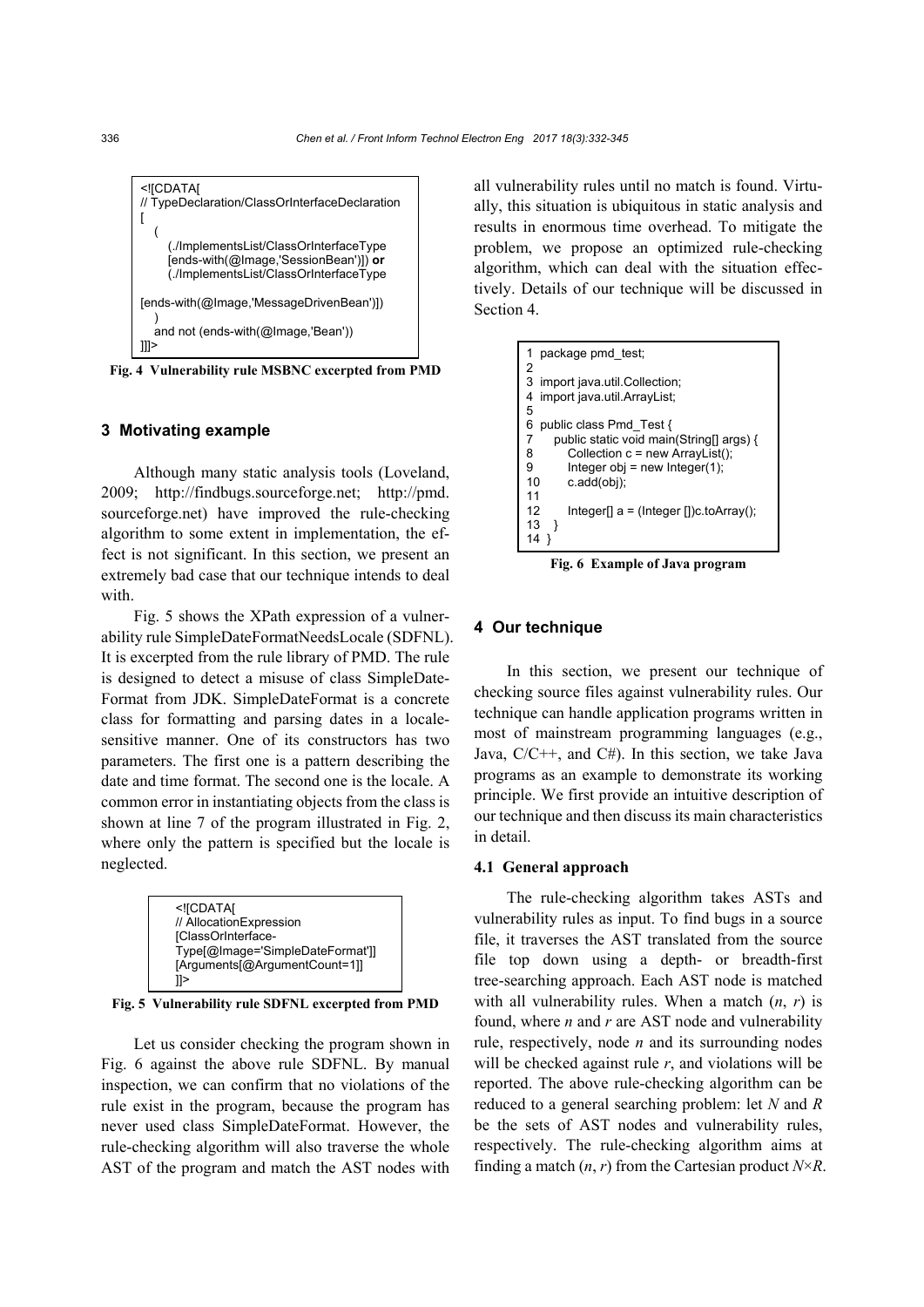```
<![CDATA[
// TypeDeclaration/ClassOrInterfaceDeclaration
[
   (
      (./ImplementsList/ClassOrInterfaceType
      [ends-with(@Image,'SessionBean')]) or
      (./ImplementsList/ClassOrInterfaceType

[ends-with(@Image,'MessageDrivenBean')])
   )
   and not (ends-with(@Image,'Bean'))
]]]>
```

**Fig. 4 Vulnerability rule MSBNC excerpted from PMD**

### 3 Motivating example

Although many static analysis tools (Loveland, 2009; http://findbugs.sourceforge.net; http://pmd.sourceforge.net) have improved the rule-checking algorithm to some extent in implementation, the effect is not significant. In this section, we present an extremely bad case that our technique intends to deal with.

Fig. 5 shows the XPath expression of a vulnerability rule SimpleDateFormatNeedsLocale (SDFNL). It is excerpted from the rule library of PMD. The rule is designed to detect a misuse of class SimpleDateFormat from JDK. SimpleDateFormat is a concrete class for formatting and parsing dates in a locale-sensitive manner. One of its constructors has two parameters. The first one is a pattern describing the date and time format. The second one is the locale. A common error in instantiating objects from the class is shown at line 7 of the program illustrated in Fig. 2, where only the pattern is specified but the locale is neglected.

```
<![CDATA[
// AllocationExpression
[ClassOrInterface-
Type[@Image='SimpleDateFormat']]
[Arguments[@ArgumentCount=1]]
]]>
```

**Fig. 5 Vulnerability rule SDFNL excerpted from PMD**

Let us consider checking the program shown in Fig. 6 against the above rule SDFNL. By manual inspection, we can confirm that no violations of the rule exist in the program, because the program has never used class SimpleDateFormat. However, the rule-checking algorithm will also traverse the whole AST of the program and match the AST nodes with all vulnerability rules until no match is found. Virtually, this situation is ubiquitous in static analysis and results in enormous time overhead. To mitigate the problem, we propose an optimized rule-checking algorithm, which can deal with the situation effectively. Details of our technique will be discussed in Section 4.

```
1  package pmd_test;
2
3  import java.util.Collection;
4  import java.util.ArrayList;
5
6  public class Pmd_Test {
7     public static void main(String[] args) {
8        Collection c = new ArrayList();
9        Integer obj = new Integer(1);
10       c.add(obj);
11
12       Integer[] a = (Integer [])c.toArray();
13    }
14 }
```

**Fig. 6 Example of Java program**

### 4 Our technique

In this section, we present our technique of checking source files against vulnerability rules. Our technique can handle application programs written in most of mainstream programming languages (e.g., Java, C/C++, and C#). In this section, we take Java programs as an example to demonstrate its working principle. We first provide an intuitive description of our technique and then discuss its main characteristics in detail.

#### 4.1 General approach

The rule-checking algorithm takes ASTs and vulnerability rules as input. To find bugs in a source file, it traverses the AST translated from the source file top down using a depth- or breadth-first tree-searching approach. Each AST node is matched with all vulnerability rules. When a match $(n, r)$ is found, where $n$ and $r$ are AST node and vulnerability rule, respectively, node $n$ and its surrounding nodes will be checked against rule $r$, and violations will be reported. The above rule-checking algorithm can be reduced to a general searching problem: let $N$ and $R$ be the sets of AST nodes and vulnerability rules, respectively. The rule-checking algorithm aims at finding a match $(n, r)$ from the Cartesian product $N \times R$.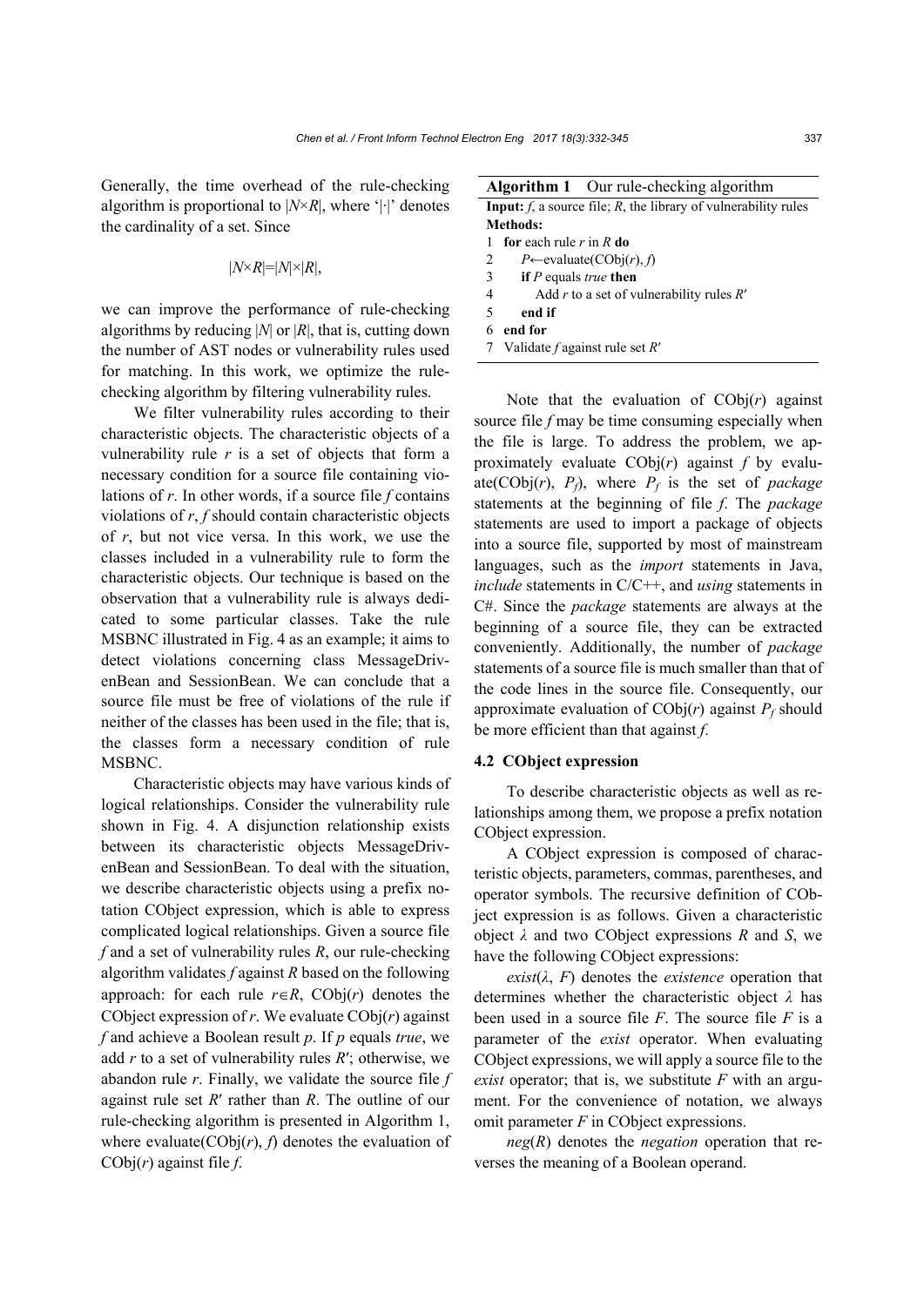Generally, the time overhead of the rule-checking algorithm is proportional to $|N\times R|$, where '$|\cdot|$' denotes the cardinality of a set. Since

$$|N\times R|=|N|\times|R|,$$

we can improve the performance of rule-checking algorithms by reducing $|N|$ or $|R|$, that is, cutting down the number of AST nodes or vulnerability rules used for matching. In this work, we optimize the rule-checking algorithm by filtering vulnerability rules.

We filter vulnerability rules according to their characteristic objects. The characteristic objects of a vulnerability rule $r$ is a set of objects that form a necessary condition for a source file containing violations of $r$. In other words, if a source file $f$ contains violations of $r$, $f$ should contain characteristic objects of $r$, but not vice versa. In this work, we use the classes included in a vulnerability rule to form the characteristic objects. Our technique is based on the observation that a vulnerability rule is always dedicated to some particular classes. Take the rule MSBNC illustrated in Fig. 4 as an example; it aims to detect violations concerning class MessageDrivenBean and SessionBean. We can conclude that a source file must be free of violations of the rule if neither of the classes has been used in the file; that is, the classes form a necessary condition of rule MSBNC.

Characteristic objects may have various kinds of logical relationships. Consider the vulnerability rule shown in Fig. 4. A disjunction relationship exists between its characteristic objects MessageDrivenBean and SessionBean. To deal with the situation, we describe characteristic objects using a prefix notation CObject expression, which is able to express complicated logical relationships. Given a source file $f$ and a set of vulnerability rules $R$, our rule-checking algorithm validates $f$ against $R$ based on the following approach: for each rule $r\in R$, CObj($r$) denotes the CObject expression of $r$. We evaluate CObj($r$) against $f$ and achieve a Boolean result $p$. If $p$ equals *true*, we add $r$ to a set of vulnerability rules $R'$; otherwise, we abandon rule $r$. Finally, we validate the source file $f$ against rule set $R'$ rather than $R$. The outline of our rule-checking algorithm is presented in Algorithm 1, where evaluate(CObj($r$), $f$) denotes the evaluation of CObj($r$) against file $f$.

**Algorithm 1** Our rule-checking algorithm

**Input:** $f$, a source file; $R$, the library of vulnerability rules
**Methods:**

```
1 for each rule r in R do
2     P←evaluate(CObj(r), f)
3     if P equals true then
4         Add r to a set of vulnerability rules R′
5     end if
6 end for
7 Validate f against rule set R′
```

Note that the evaluation of CObj($r$) against source file $f$ may be time consuming especially when the file is large. To address the problem, we approximately evaluate CObj($r$) against $f$ by evaluate(CObj($r$), $P_f$), where $P_f$ is the set of *package* statements at the beginning of file $f$. The *package* statements are used to import a package of objects into a source file, supported by most of mainstream languages, such as the *import* statements in Java, *include* statements in C/C++, and *using* statements in C#. Since the *package* statements are always at the beginning of a source file, they can be extracted conveniently. Additionally, the number of *package* statements of a source file is much smaller than that of the code lines in the source file. Consequently, our approximate evaluation of CObj($r$) against $P_f$ should be more efficient than that against $f$.

### 4.2 CObject expression

To describe characteristic objects as well as relationships among them, we propose a prefix notation CObject expression.

A CObject expression is composed of characteristic objects, parameters, commas, parentheses, and operator symbols. The recursive definition of CObject expression is as follows. Given a characteristic object $\lambda$ and two CObject expressions $R$ and $S$, we have the following CObject expressions:

*exist*($\lambda$, $F$) denotes the *existence* operation that determines whether the characteristic object $\lambda$ has been used in a source file $F$. The source file $F$ is a parameter of the *exist* operator. When evaluating CObject expressions, we will apply a source file to the *exist* operator; that is, we substitute $F$ with an argument. For the convenience of notation, we always omit parameter $F$ in CObject expressions.

*neg*($R$) denotes the *negation* operation that reverses the meaning of a Boolean operand.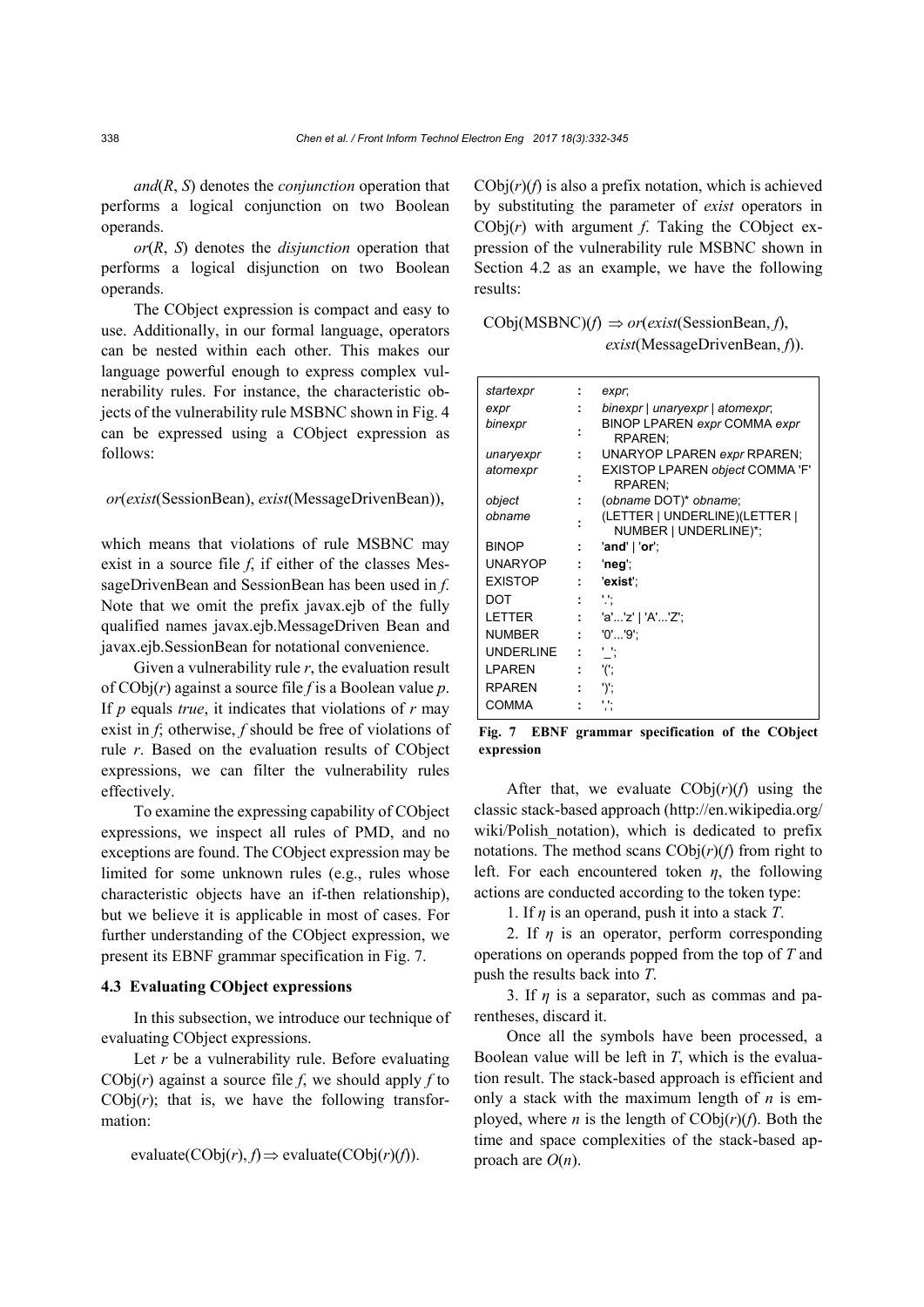*and*(*R*, *S*) denotes the *conjunction* operation that performs a logical conjunction on two Boolean operands.

*or*(*R*, *S*) denotes the *disjunction* operation that performs a logical disjunction on two Boolean operands.

The CObject expression is compact and easy to use. Additionally, in our formal language, operators can be nested within each other. This makes our language powerful enough to express complex vulnerability rules. For instance, the characteristic objects of the vulnerability rule MSBNC shown in Fig. 4 can be expressed using a CObject expression as follows:

$$or(exist(\text{SessionBean}), exist(\text{MessageDrivenBean})),$$

which means that violations of rule MSBNC may exist in a source file *f*, if either of the classes MessageDrivenBean and SessionBean has been used in *f*. Note that we omit the prefix javax.ejb of the fully qualified names javax.ejb.MessageDriven Bean and javax.ejb.SessionBean for notational convenience.

Given a vulnerability rule *r*, the evaluation result of CObj(*r*) against a source file *f* is a Boolean value *p*. If *p* equals *true*, it indicates that violations of *r* may exist in *f*; otherwise, *f* should be free of violations of rule *r*. Based on the evaluation results of CObject expressions, we can filter the vulnerability rules effectively.

To examine the expressing capability of CObject expressions, we inspect all rules of PMD, and no exceptions are found. The CObject expression may be limited for some unknown rules (e.g., rules whose characteristic objects have an if-then relationship), but we believe it is applicable in most of cases. For further understanding of the CObject expression, we present its EBNF grammar specification in Fig. 7.

### 4.3 Evaluating CObject expressions

In this subsection, we introduce our technique of evaluating CObject expressions.

Let *r* be a vulnerability rule. Before evaluating CObj(*r*) against a source file *f*, we should apply *f* to CObj(*r*); that is, we have the following transformation:

$$\text{evaluate}(\text{CObj}(r), f) \Rightarrow \text{evaluate}(\text{CObj}(r)(f)).$$

CObj(*r*)(*f*) is also a prefix notation, which is achieved by substituting the parameter of *exist* operators in CObj(*r*) with argument *f*. Taking the CObject expression of the vulnerability rule MSBNC shown in Section 4.2 as an example, we have the following results:

$$\text{CObj}(\text{MSBNC})(f) \Rightarrow or(exist(\text{SessionBean}, f), exist(\text{MessageDrivenBean}, f)).$$

```
startexpr   :  expr;
expr        :  binexpr | unaryexpr | atomexpr;
binexpr     :  BINOP LPAREN expr COMMA expr RPAREN;
unaryexpr   :  UNARYOP LPAREN expr RPAREN;
atomexpr    :  EXISTOP LPAREN object COMMA 'F' RPAREN;
object      :  (obname DOT)* obname;
obname      :  (LETTER | UNDERLINE)(LETTER | NUMBER | UNDERLINE)*;
BINOP       :  'and' | 'or';
UNARYOP     :  'neg';
EXISTOP     :  'exist';
DOT         :  '.';
LETTER      :  'a'...'z' | 'A'...'Z';
NUMBER      :  '0'...'9';
UNDERLINE   :  '_';
LPAREN      :  '(';
RPAREN      :  ')';
COMMA       :  ',';
```

**Fig. 7 EBNF grammar specification of the CObject expression**

After that, we evaluate CObj(*r*)(*f*) using the classic stack-based approach (http://en.wikipedia.org/wiki/Polish_notation), which is dedicated to prefix notations. The method scans CObj(*r*)(*f*) from right to left. For each encountered token $\eta$, the following actions are conducted according to the token type:

1. If $\eta$ is an operand, push it into a stack *T*.

2. If $\eta$ is an operator, perform corresponding operations on operands popped from the top of *T* and push the results back into *T*.

3. If $\eta$ is a separator, such as commas and parentheses, discard it.

Once all the symbols have been processed, a Boolean value will be left in *T*, which is the evaluation result. The stack-based approach is efficient and only a stack with the maximum length of *n* is employed, where *n* is the length of CObj(*r*)(*f*). Both the time and space complexities of the stack-based approach are $O(n)$.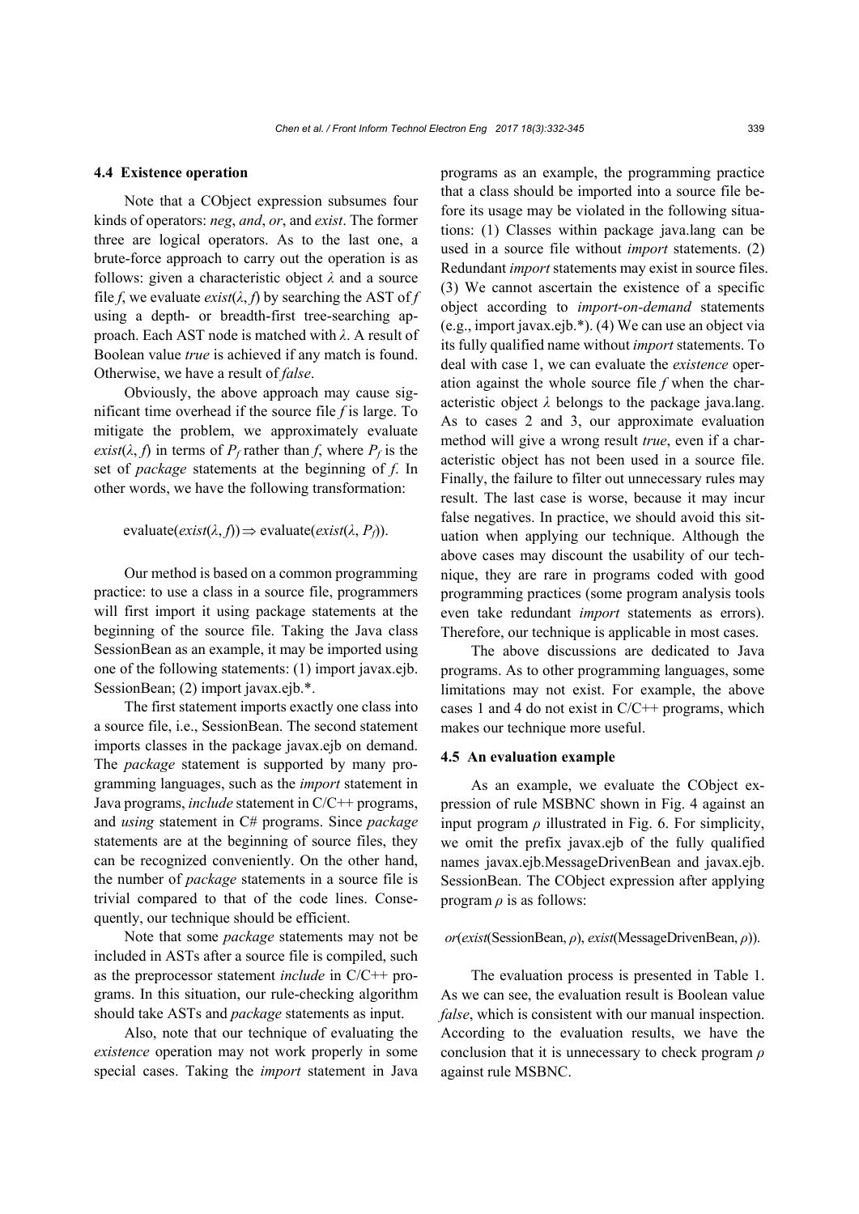### 4.4 Existence operation

Note that a CObject expression subsumes four kinds of operators: *neg*, *and*, *or*, and *exist*. The former three are logical operators. As to the last one, a brute-force approach to carry out the operation is as follows: given a characteristic object $\lambda$ and a source file $f$, we evaluate *exist*($\lambda$, $f$) by searching the AST of $f$ using a depth- or breadth-first tree-searching approach. Each AST node is matched with $\lambda$. A result of Boolean value *true* is achieved if any match is found. Otherwise, we have a result of *false*.

Obviously, the above approach may cause significant time overhead if the source file $f$ is large. To mitigate the problem, we approximately evaluate *exist*($\lambda$, $f$) in terms of $P_f$ rather than $f$, where $P_f$ is the set of *package* statements at the beginning of $f$. In other words, we have the following transformation:

$$\text{evaluate}(exist(\lambda, f)) \Rightarrow \text{evaluate}(exist(\lambda, P_f)).$$

Our method is based on a common programming practice: to use a class in a source file, programmers will first import it using package statements at the beginning of the source file. Taking the Java class SessionBean as an example, it may be imported using one of the following statements: (1) import javax.ejb.SessionBean; (2) import javax.ejb.*.

The first statement imports exactly one class into a source file, i.e., SessionBean. The second statement imports classes in the package javax.ejb on demand. The *package* statement is supported by many programming languages, such as the *import* statement in Java programs, *include* statement in C/C++ programs, and *using* statement in C# programs. Since *package* statements are at the beginning of source files, they can be recognized conveniently. On the other hand, the number of *package* statements in a source file is trivial compared to that of the code lines. Consequently, our technique should be efficient.

Note that some *package* statements may not be included in ASTs after a source file is compiled, such as the preprocessor statement *include* in C/C++ programs. In this situation, our rule-checking algorithm should take ASTs and *package* statements as input.

Also, note that our technique of evaluating the *existence* operation may not work properly in some special cases. Taking the *import* statement in Java programs as an example, the programming practice that a class should be imported into a source file before its usage may be violated in the following situations: (1) Classes within package java.lang can be used in a source file without *import* statements. (2) Redundant *import* statements may exist in source files. (3) We cannot ascertain the existence of a specific object according to *import-on-demand* statements (e.g., import javax.ejb.*). (4) We can use an object via its fully qualified name without *import* statements. To deal with case 1, we can evaluate the *existence* operation against the whole source file $f$ when the characteristic object $\lambda$ belongs to the package java.lang. As to cases 2 and 3, our approximate evaluation method will give a wrong result *true*, even if a characteristic object has not been used in a source file. Finally, the failure to filter out unnecessary rules may result. The last case is worse, because it may incur false negatives. In practice, we should avoid this situation when applying our technique. Although the above cases may discount the usability of our technique, they are rare in programs coded with good programming practices (some program analysis tools even take redundant *import* statements as errors). Therefore, our technique is applicable in most cases.

The above discussions are dedicated to Java programs. As to other programming languages, some limitations may not exist. For example, the above cases 1 and 4 do not exist in C/C++ programs, which makes our technique more useful.

### 4.5 An evaluation example

As an example, we evaluate the CObject expression of rule MSBNC shown in Fig. 4 against an input program $\rho$ illustrated in Fig. 6. For simplicity, we omit the prefix javax.ejb of the fully qualified names javax.ejb.MessageDrivenBean and javax.ejb.SessionBean. The CObject expression after applying program $\rho$ is as follows:

$$or(exist(\text{SessionBean}, \rho), exist(\text{MessageDrivenBean}, \rho)).$$

The evaluation process is presented in Table 1. As we can see, the evaluation result is Boolean value *false*, which is consistent with our manual inspection. According to the evaluation results, we have the conclusion that it is unnecessary to check program $\rho$ against rule MSBNC.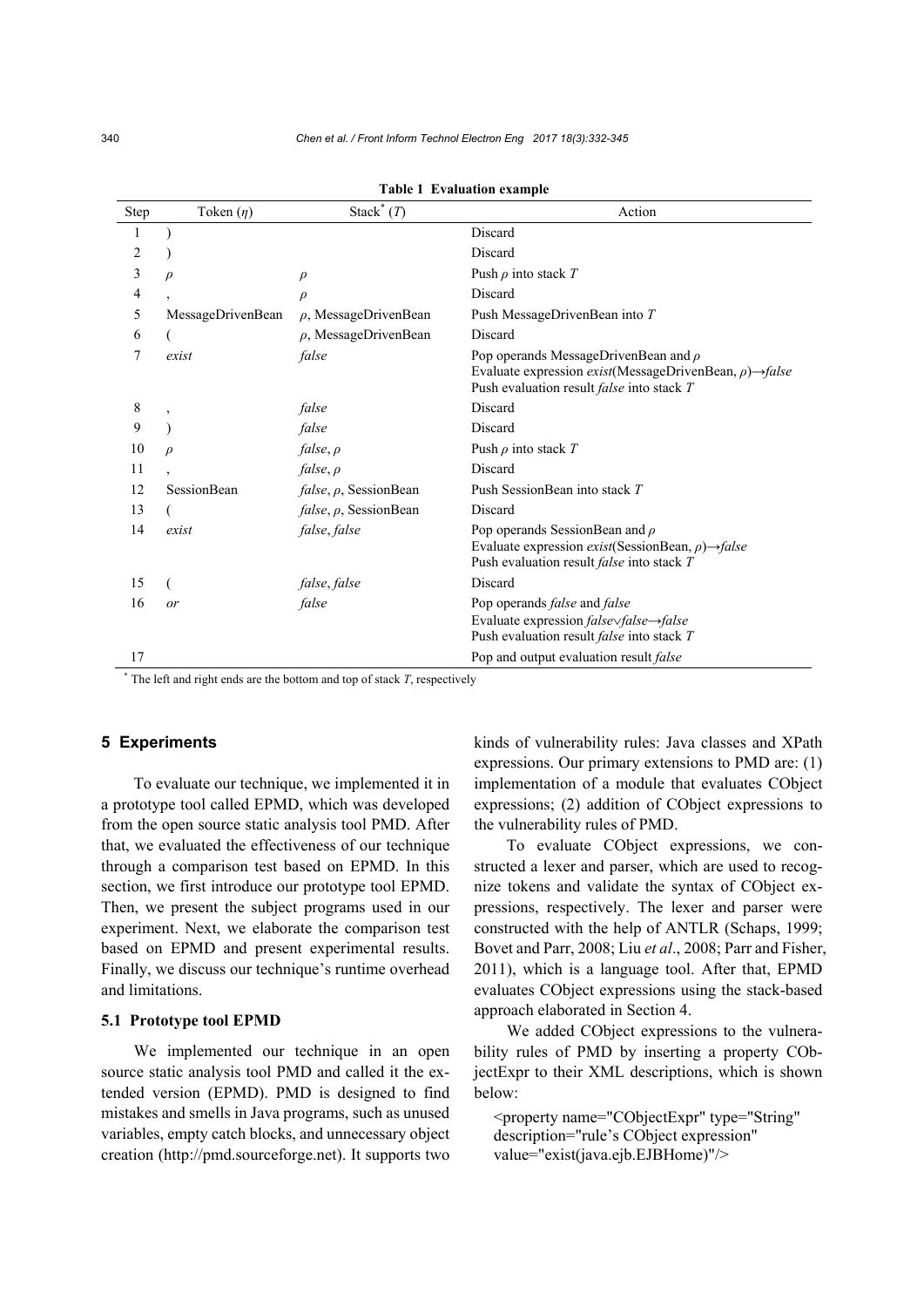**Table 1 Evaluation example**

| Step | Token ($\eta$) | Stack* ($T$) | Action |
|---|---|---|---|
| 1 | ) | | Discard |
| 2 | ) | | Discard |
| 3 | $\rho$ | $\rho$ | Push $\rho$ into stack $T$ |
| 4 | , | $\rho$ | Discard |
| 5 | MessageDrivenBean | $\rho$, MessageDrivenBean | Push MessageDrivenBean into $T$ |
| 6 | ( | $\rho$, MessageDrivenBean | Discard |
| 7 | *exist* | *false* | Pop operands MessageDrivenBean and $\rho$<br>Evaluate expression *exist*(MessageDrivenBean, $\rho$)→*false*<br>Push evaluation result *false* into stack $T$ |
| 8 | , | *false* | Discard |
| 9 | ) | *false* | Discard |
| 10 | $\rho$ | *false*, $\rho$ | Push $\rho$ into stack $T$ |
| 11 | , | *false*, $\rho$ | Discard |
| 12 | SessionBean | *false*, $\rho$, SessionBean | Push SessionBean into stack $T$ |
| 13 | ( | *false*, $\rho$, SessionBean | Discard |
| 14 | *exist* | *false*, *false* | Pop operands SessionBean and $\rho$<br>Evaluate expression *exist*(SessionBean, $\rho$)→*false*<br>Push evaluation result *false* into stack $T$ |
| 15 | ( | *false*, *false* | Discard |
| 16 | *or* | *false* | Pop operands *false* and *false*<br>Evaluate expression *false*∨*false*→*false*<br>Push evaluation result *false* into stack $T$ |
| 17 | | | Pop and output evaluation result *false* |

\* The left and right ends are the bottom and top of stack $T$, respectively

## 5 Experiments

To evaluate our technique, we implemented it in a prototype tool called EPMD, which was developed from the open source static analysis tool PMD. After that, we evaluated the effectiveness of our technique through a comparison test based on EPMD. In this section, we first introduce our prototype tool EPMD. Then, we present the subject programs used in our experiment. Next, we elaborate the comparison test based on EPMD and present experimental results. Finally, we discuss our technique's runtime overhead and limitations.

### 5.1 Prototype tool EPMD

We implemented our technique in an open source static analysis tool PMD and called it the extended version (EPMD). PMD is designed to find mistakes and smells in Java programs, such as unused variables, empty catch blocks, and unnecessary object creation (http://pmd.sourceforge.net). It supports two kinds of vulnerability rules: Java classes and XPath expressions. Our primary extensions to PMD are: (1) implementation of a module that evaluates CObject expressions; (2) addition of CObject expressions to the vulnerability rules of PMD.

To evaluate CObject expressions, we constructed a lexer and parser, which are used to recognize tokens and validate the syntax of CObject expressions, respectively. The lexer and parser were constructed with the help of ANTLR (Schaps, 1999; Bovet and Parr, 2008; Liu *et al*., 2008; Parr and Fisher, 2011), which is a language tool. After that, EPMD evaluates CObject expressions using the stack-based approach elaborated in Section 4.

We added CObject expressions to the vulnerability rules of PMD by inserting a property CObjectExpr to their XML descriptions, which is shown below:

```
<property name="CObjectExpr" type="String"
description="rule's CObject expression"
value="exist(java.ejb.EJBHome)"/>
```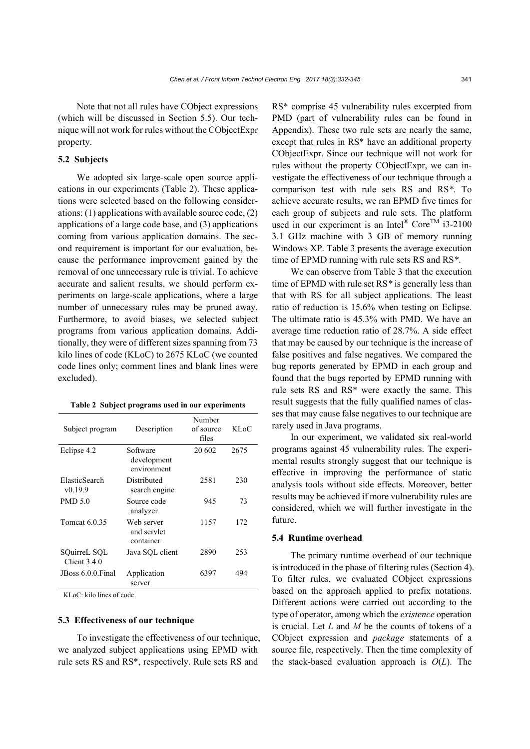Note that not all rules have CObject expressions (which will be discussed in Section 5.5). Our technique will not work for rules without the CObjectExpr property.

### 5.2 Subjects

We adopted six large-scale open source applications in our experiments (Table 2). These applications were selected based on the following considerations: (1) applications with available source code, (2) applications of a large code base, and (3) applications coming from various application domains. The second requirement is important for our evaluation, because the performance improvement gained by the removal of one unnecessary rule is trivial. To achieve accurate and salient results, we should perform experiments on large-scale applications, where a large number of unnecessary rules may be pruned away. Furthermore, to avoid biases, we selected subject programs from various application domains. Additionally, they were of different sizes spanning from 73 kilo lines of code (KLoC) to 2675 KLoC (we counted code lines only; comment lines and blank lines were excluded).

**Table 2 Subject programs used in our experiments**

| Subject program | Description | Number of source files | KLoC |
|---|---|---|---|
| Eclipse 4.2 | Software development environment | 20 602 | 2675 |
| ElasticSearch v0.19.9 | Distributed search engine | 2581 | 230 |
| PMD 5.0 | Source code analyzer | 945 | 73 |
| Tomcat 6.0.35 | Web server and servlet container | 1157 | 172 |
| SQuirreL SQL Client 3.4.0 | Java SQL client | 2890 | 253 |
| JBoss 6.0.0.Final | Application server | 6397 | 494 |

KLoC: kilo lines of code

### 5.3 Effectiveness of our technique

To investigate the effectiveness of our technique, we analyzed subject applications using EPMD with rule sets RS and RS*, respectively. Rule sets RS and RS* comprise 45 vulnerability rules excerpted from PMD (part of vulnerability rules can be found in Appendix). These two rule sets are nearly the same, except that rules in RS* have an additional property CObjectExpr. Since our technique will not work for rules without the property CObjectExpr, we can investigate the effectiveness of our technique through a comparison test with rule sets RS and RS*. To achieve accurate results, we ran EPMD five times for each group of subjects and rule sets. The platform used in our experiment is an Intel® Core™ i3-2100 3.1 GHz machine with 3 GB of memory running Windows XP. Table 3 presents the average execution time of EPMD running with rule sets RS and RS*.

We can observe from Table 3 that the execution time of EPMD with rule set RS* is generally less than that with RS for all subject applications. The least ratio of reduction is 15.6% when testing on Eclipse. The ultimate ratio is 45.3% with PMD. We have an average time reduction ratio of 28.7%. A side effect that may be caused by our technique is the increase of false positives and false negatives. We compared the bug reports generated by EPMD in each group and found that the bugs reported by EPMD running with rule sets RS and RS* were exactly the same. This result suggests that the fully qualified names of classes that may cause false negatives to our technique are rarely used in Java programs.

In our experiment, we validated six real-world programs against 45 vulnerability rules. The experimental results strongly suggest that our technique is effective in improving the performance of static analysis tools without side effects. Moreover, better results may be achieved if more vulnerability rules are considered, which we will further investigate in the future.

### 5.4 Runtime overhead

The primary runtime overhead of our technique is introduced in the phase of filtering rules (Section 4). To filter rules, we evaluated CObject expressions based on the approach applied to prefix notations. Different actions were carried out according to the type of operator, among which the *existence* operation is crucial. Let $L$ and $M$ be the counts of tokens of a CObject expression and *package* statements of a source file, respectively. Then the time complexity of the stack-based evaluation approach is $O(L)$. The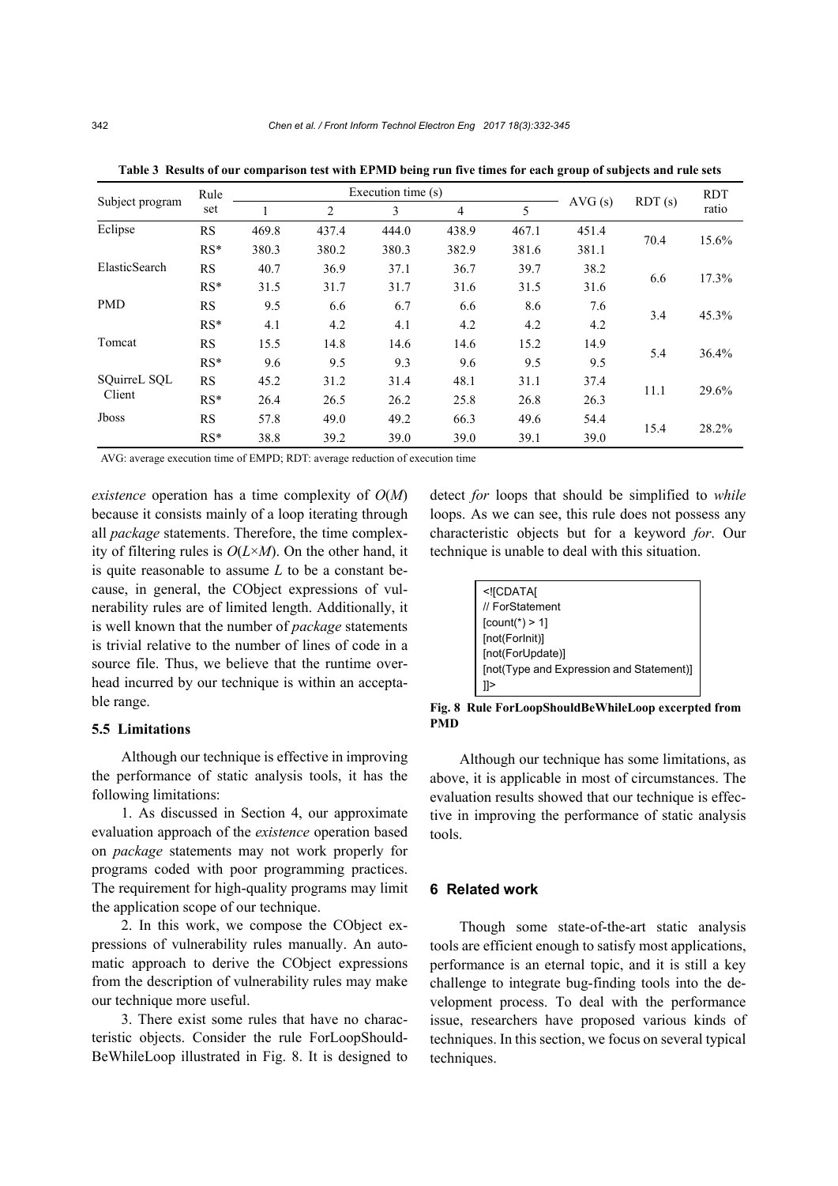**Table 3 Results of our comparison test with EPMD being run five times for each group of subjects and rule sets**

| Subject program | Rule set | Execution time (s) | | | | | AVG (s) | RDT (s) | RDT ratio |
|---|---|---|---|---|---|---|---|---|---|
| | | 1 | 2 | 3 | 4 | 5 | | | |
| Eclipse | RS | 469.8 | 437.4 | 444.0 | 438.9 | 467.1 | 451.4 | 70.4 | 15.6% |
| | RS* | 380.3 | 380.2 | 380.3 | 382.9 | 381.6 | 381.1 | | |
| ElasticSearch | RS | 40.7 | 36.9 | 37.1 | 36.7 | 39.7 | 38.2 | 6.6 | 17.3% |
| | RS* | 31.5 | 31.7 | 31.7 | 31.6 | 31.5 | 31.6 | | |
| PMD | RS | 9.5 | 6.6 | 6.7 | 6.6 | 8.6 | 7.6 | 3.4 | 45.3% |
| | RS* | 4.1 | 4.2 | 4.1 | 4.2 | 4.2 | 4.2 | | |
| Tomcat | RS | 15.5 | 14.8 | 14.6 | 14.6 | 15.2 | 14.9 | 5.4 | 36.4% |
| | RS* | 9.6 | 9.5 | 9.3 | 9.6 | 9.5 | 9.5 | | |
| SQuirreL SQL Client | RS | 45.2 | 31.2 | 31.4 | 48.1 | 31.1 | 37.4 | 11.1 | 29.6% |
| | RS* | 26.4 | 26.5 | 26.2 | 25.8 | 26.8 | 26.3 | | |
| Jboss | RS | 57.8 | 49.0 | 49.2 | 66.3 | 49.6 | 54.4 | 15.4 | 28.2% |
| | RS* | 38.8 | 39.2 | 39.0 | 39.0 | 39.1 | 39.0 | | |

AVG: average execution time of EMPD; RDT: average reduction of execution time

*existence* operation has a time complexity of $O(M)$ because it consists mainly of a loop iterating through all *package* statements. Therefore, the time complexity of filtering rules is $O(L \times M)$. On the other hand, it is quite reasonable to assume $L$ to be a constant because, in general, the CObject expressions of vulnerability rules are of limited length. Additionally, it is well known that the number of *package* statements is trivial relative to the number of lines of code in a source file. Thus, we believe that the runtime overhead incurred by our technique is within an acceptable range.

### 5.5 Limitations

Although our technique is effective in improving the performance of static analysis tools, it has the following limitations:

1. As discussed in Section 4, our approximate evaluation approach of the *existence* operation based on *package* statements may not work properly for programs coded with poor programming practices. The requirement for high-quality programs may limit the application scope of our technique.

2. In this work, we compose the CObject expressions of vulnerability rules manually. An automatic approach to derive the CObject expressions from the description of vulnerability rules may make our technique more useful.

3. There exist some rules that have no characteristic objects. Consider the rule ForLoopShouldBeWhileLoop illustrated in Fig. 8. It is designed to detect *for* loops that should be simplified to *while* loops. As we can see, this rule does not possess any characteristic objects but for a keyword *for*. Our technique is unable to deal with this situation.

```
<![CDATA[
// ForStatement
[count(*) > 1]
[not(ForInit)]
[not(ForUpdate)]
[not(Type and Expression and Statement)]
]]>
```

**Fig. 8 Rule ForLoopShouldBeWhileLoop excerpted from PMD**

Although our technique has some limitations, as above, it is applicable in most of circumstances. The evaluation results showed that our technique is effective in improving the performance of static analysis tools.

## 6 Related work

Though some state-of-the-art static analysis tools are efficient enough to satisfy most applications, performance is an eternal topic, and it is still a key challenge to integrate bug-finding tools into the development process. To deal with the performance issue, researchers have proposed various kinds of techniques. In this section, we focus on several typical techniques.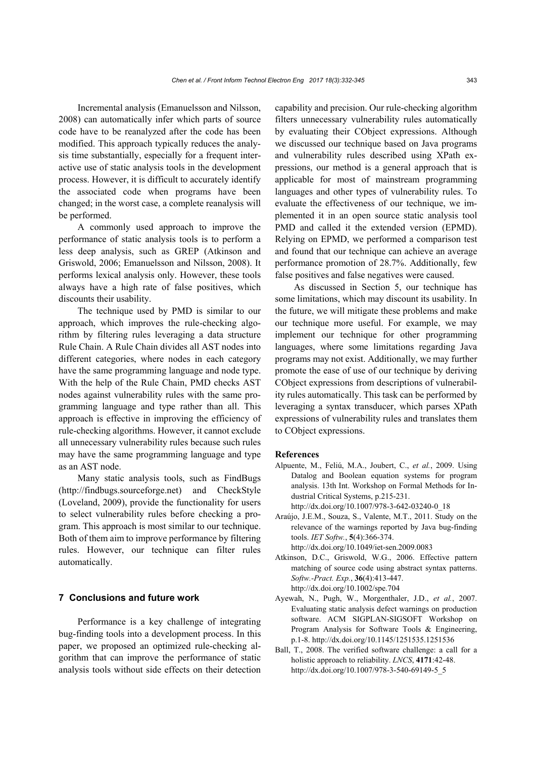Incremental analysis (Emanuelsson and Nilsson, 2008) can automatically infer which parts of source code have to be reanalyzed after the code has been modified. This approach typically reduces the analysis time substantially, especially for a frequent interactive use of static analysis tools in the development process. However, it is difficult to accurately identify the associated code when programs have been changed; in the worst case, a complete reanalysis will be performed.

A commonly used approach to improve the performance of static analysis tools is to perform a less deep analysis, such as GREP (Atkinson and Griswold, 2006; Emanuelsson and Nilsson, 2008). It performs lexical analysis only. However, these tools always have a high rate of false positives, which discounts their usability.

The technique used by PMD is similar to our approach, which improves the rule-checking algorithm by filtering rules leveraging a data structure Rule Chain. A Rule Chain divides all AST nodes into different categories, where nodes in each category have the same programming language and node type. With the help of the Rule Chain, PMD checks AST nodes against vulnerability rules with the same programming language and type rather than all. This approach is effective in improving the efficiency of rule-checking algorithms. However, it cannot exclude all unnecessary vulnerability rules because such rules may have the same programming language and type as an AST node.

Many static analysis tools, such as FindBugs (http://findbugs.sourceforge.net) and CheckStyle (Loveland, 2009), provide the functionality for users to select vulnerability rules before checking a program. This approach is most similar to our technique. Both of them aim to improve performance by filtering rules. However, our technique can filter rules automatically.

## 7 Conclusions and future work

Performance is a key challenge of integrating bug-finding tools into a development process. In this paper, we proposed an optimized rule-checking algorithm that can improve the performance of static analysis tools without side effects on their detection capability and precision. Our rule-checking algorithm filters unnecessary vulnerability rules automatically by evaluating their CObject expressions. Although we discussed our technique based on Java programs and vulnerability rules described using XPath expressions, our method is a general approach that is applicable for most of mainstream programming languages and other types of vulnerability rules. To evaluate the effectiveness of our technique, we implemented it in an open source static analysis tool PMD and called it the extended version (EPMD). Relying on EPMD, we performed a comparison test and found that our technique can achieve an average performance promotion of 28.7%. Additionally, few false positives and false negatives were caused.

As discussed in Section 5, our technique has some limitations, which may discount its usability. In the future, we will mitigate these problems and make our technique more useful. For example, we may implement our technique for other programming languages, where some limitations regarding Java programs may not exist. Additionally, we may further promote the ease of use of our technique by deriving CObject expressions from descriptions of vulnerability rules automatically. This task can be performed by leveraging a syntax transducer, which parses XPath expressions of vulnerability rules and translates them to CObject expressions.

### References

Alpuente, M., Feliú, M.A., Joubert, C., *et al.*, 2009. Using Datalog and Boolean equation systems for program analysis. 13th Int. Workshop on Formal Methods for Industrial Critical Systems, p.215-231. http://dx.doi.org/10.1007/978-3-642-03240-0_18

Araújo, J.E.M., Souza, S., Valente, M.T., 2011. Study on the relevance of the warnings reported by Java bug-finding tools. *IET Softw.*, **5**(4):366-374. http://dx.doi.org/10.1049/iet-sen.2009.0083

Atkinson, D.C., Griswold, W.G., 2006. Effective pattern matching of source code using abstract syntax patterns. *Softw.-Pract. Exp.*, **36**(4):413-447. http://dx.doi.org/10.1002/spe.704

Ayewah, N., Pugh, W., Morgenthaler, J.D., *et al.*, 2007. Evaluating static analysis defect warnings on production software. ACM SIGPLAN-SIGSOFT Workshop on Program Analysis for Software Tools & Engineering, p.1-8. http://dx.doi.org/10.1145/1251535.1251536

Ball, T., 2008. The verified software challenge: a call for a holistic approach to reliability. *LNCS*, **4171**:42-48. http://dx.doi.org/10.1007/978-3-540-69149-5_5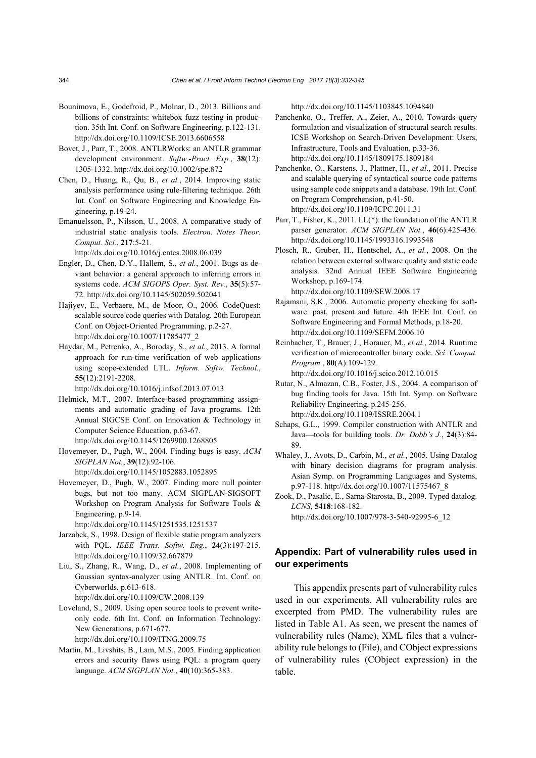Bounimova, E., Godefroid, P., Molnar, D., 2013. Billions and billions of constraints: whitebox fuzz testing in production. 35th Int. Conf. on Software Engineering, p.122-131. http://dx.doi.org/10.1109/ICSE.2013.6606558

Bovet, J., Parr, T., 2008. ANTLRWorks: an ANTLR grammar development environment. *Softw.-Pract. Exp.*, **38**(12): 1305-1332. http://dx.doi.org/10.1002/spe.872

Chen, D., Huang, R., Qu, B., *et al.*, 2014. Improving static analysis performance using rule-filtering technique. 26th Int. Conf. on Software Engineering and Knowledge Engineering, p.19-24.

Emanuelsson, P., Nilsson, U., 2008. A comparative study of industrial static analysis tools. *Electron. Notes Theor. Comput. Sci.*, **217**:5-21. http://dx.doi.org/10.1016/j.entcs.2008.06.039

Engler, D., Chen, D.Y., Hallem, S., *et al.*, 2001. Bugs as deviant behavior: a general approach to inferring errors in systems code. *ACM SIGOPS Oper. Syst. Rev.*, **35**(5):57-72. http://dx.doi.org/10.1145/502059.502041

Hajiyev, E., Verbaere, M., de Moor, O., 2006. CodeQuest: scalable source code queries with Datalog. 20th European Conf. on Object-Oriented Programming, p.2-27. http://dx.doi.org/10.1007/11785477_2

Haydar, M., Petrenko, A., Boroday, S., *et al.*, 2013. A formal approach for run-time verification of web applications using scope-extended LTL. *Inform. Softw. Technol.*, **55**(12):2191-2208. http://dx.doi.org/10.1016/j.infsof.2013.07.013

Helmick, M.T., 2007. Interface-based programming assignments and automatic grading of Java programs. 12th Annual SIGCSE Conf. on Innovation & Technology in Computer Science Education, p.63-67. http://dx.doi.org/10.1145/1269900.1268805

Hovemeyer, D., Pugh, W., 2004. Finding bugs is easy. *ACM SIGPLAN Not.*, **39**(12):92-106. http://dx.doi.org/10.1145/1052883.1052895

Hovemeyer, D., Pugh, W., 2007. Finding more null pointer bugs, but not too many. ACM SIGPLAN-SIGSOFT Workshop on Program Analysis for Software Tools & Engineering, p.9-14. http://dx.doi.org/10.1145/1251535.1251537

Jarzabek, S., 1998. Design of flexible static program analyzers with PQL. *IEEE Trans. Softw. Eng.*, **24**(3):197-215. http://dx.doi.org/10.1109/32.667879

Liu, S., Zhang, R., Wang, D., *et al.*, 2008. Implementing of Gaussian syntax-analyzer using ANTLR. Int. Conf. on Cyberworlds, p.613-618. http://dx.doi.org/10.1109/CW.2008.139

Loveland, S., 2009. Using open source tools to prevent write-only code. 6th Int. Conf. on Information Technology: New Generations, p.671-677. http://dx.doi.org/10.1109/ITNG.2009.75

Martin, M., Livshits, B., Lam, M.S., 2005. Finding application errors and security flaws using PQL: a program query language. *ACM SIGPLAN Not.*, **40**(10):365-383. http://dx.doi.org/10.1145/1103845.1094840

Panchenko, O., Treffer, A., Zeier, A., 2010. Towards query formulation and visualization of structural search results. ICSE Workshop on Search-Driven Development: Users, Infrastructure, Tools and Evaluation, p.33-36. http://dx.doi.org/10.1145/1809175.1809184

Panchenko, O., Karstens, J., Plattner, H., *et al*., 2011. Precise and scalable querying of syntactical source code patterns using sample code snippets and a database. 19th Int. Conf. on Program Comprehension, p.41-50. http://dx.doi.org/10.1109/ICPC.2011.31

Parr, T., Fisher, K., 2011. LL(*): the foundation of the ANTLR parser generator. *ACM SIGPLAN Not.*, **46**(6):425-436. http://dx.doi.org/10.1145/1993316.1993548

Plosch, R., Gruber, H., Hentschel, A., *et al.*, 2008. On the relation between external software quality and static code analysis. 32nd Annual IEEE Software Engineering Workshop, p.169-174. http://dx.doi.org/10.1109/SEW.2008.17

Rajamani, S.K., 2006. Automatic property checking for software: past, present and future. 4th IEEE Int. Conf. on Software Engineering and Formal Methods, p.18-20. http://dx.doi.org/10.1109/SEFM.2006.10

Reinbacher, T., Brauer, J., Horauer, M., *et al.*, 2014. Runtime verification of microcontroller binary code. *Sci. Comput. Program.*, **80**(A):109-129. http://dx.doi.org/10.1016/j.scico.2012.10.015

Rutar, N., Almazan, C.B., Foster, J.S., 2004. A comparison of bug finding tools for Java. 15th Int. Symp. on Software Reliability Engineering, p.245-256. http://dx.doi.org/10.1109/ISSRE.2004.1

Schaps, G.L., 1999. Compiler construction with ANTLR and Java—tools for building tools. *Dr. Dobb's J.*, **24**(3):84-89.

Whaley, J., Avots, D., Carbin, M., *et al.*, 2005. Using Datalog with binary decision diagrams for program analysis. Asian Symp. on Programming Languages and Systems, p.97-118. http://dx.doi.org/10.1007/11575467_8

Zook, D., Pasalic, E., Sarna-Starosta, B., 2009. Typed datalog. *LCNS*, **5418**:168-182. http://dx.doi.org/10.1007/978-3-540-92995-6_12

## Appendix: Part of vulnerability rules used in our experiments

This appendix presents part of vulnerability rules used in our experiments. All vulnerability rules are excerpted from PMD. The vulnerability rules are listed in Table A1. As seen, we present the names of vulnerability rules (Name), XML files that a vulnerability rule belongs to (File), and CObject expressions of vulnerability rules (CObject expression) in the table.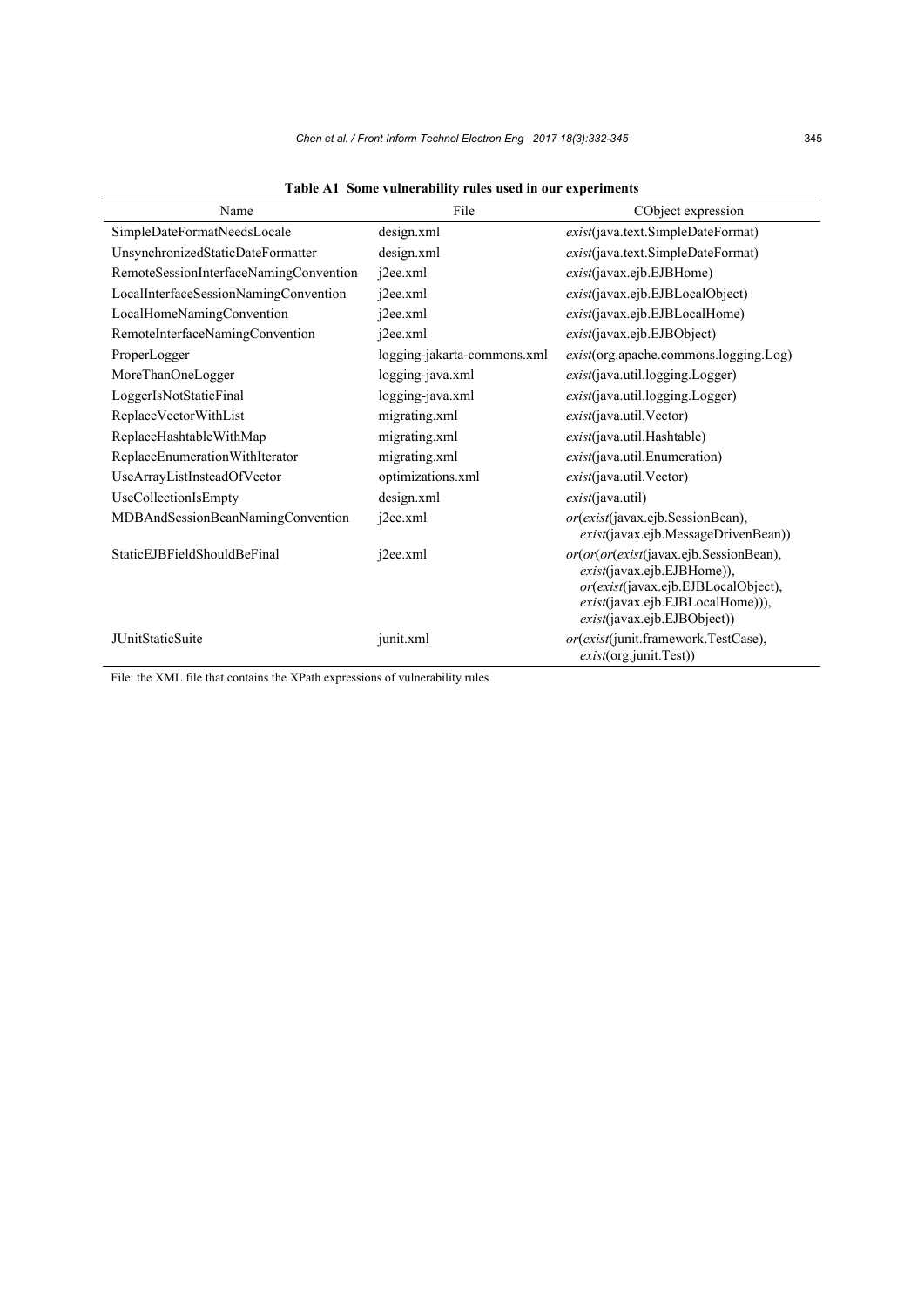**Table A1 Some vulnerability rules used in our experiments**

| Name | File | CObject expression |
|---|---|---|
| SimpleDateFormatNeedsLocale | design.xml | *exist*(java.text.SimpleDateFormat) |
| UnsynchronizedStaticDateFormatter | design.xml | *exist*(java.text.SimpleDateFormat) |
| RemoteSessionInterfaceNamingConvention | j2ee.xml | *exist*(javax.ejb.EJBHome) |
| LocalInterfaceSessionNamingConvention | j2ee.xml | *exist*(javax.ejb.EJBLocalObject) |
| LocalHomeNamingConvention | j2ee.xml | *exist*(javax.ejb.EJBLocalHome) |
| RemoteInterfaceNamingConvention | j2ee.xml | *exist*(javax.ejb.EJBObject) |
| ProperLogger | logging-jakarta-commons.xml | *exist*(org.apache.commons.logging.Log) |
| MoreThanOneLogger | logging-java.xml | *exist*(java.util.logging.Logger) |
| LoggerIsNotStaticFinal | logging-java.xml | *exist*(java.util.logging.Logger) |
| ReplaceVectorWithList | migrating.xml | *exist*(java.util.Vector) |
| ReplaceHashtableWithMap | migrating.xml | *exist*(java.util.Hashtable) |
| ReplaceEnumerationWithIterator | migrating.xml | *exist*(java.util.Enumeration) |
| UseArrayListInsteadOfVector | optimizations.xml | *exist*(java.util.Vector) |
| UseCollectionIsEmpty | design.xml | *exist*(java.util) |
| MDBAndSessionBeanNamingConvention | j2ee.xml | *or*(*exist*(javax.ejb.SessionBean), *exist*(javax.ejb.MessageDrivenBean)) |
| StaticEJBFieldShouldBeFinal | j2ee.xml | *or*(*or*(*or*(*exist*(javax.ejb.SessionBean), *exist*(javax.ejb.EJBHome)), *or*(*exist*(javax.ejb.EJBLocalObject), *exist*(javax.ejb.EJBLocalHome))), *exist*(javax.ejb.EJBObject)) |
| JUnitStaticSuite | junit.xml | *or*(*exist*(junit.framework.TestCase), *exist*(org.junit.Test)) |

File: the XML file that contains the XPath expressions of vulnerability rules